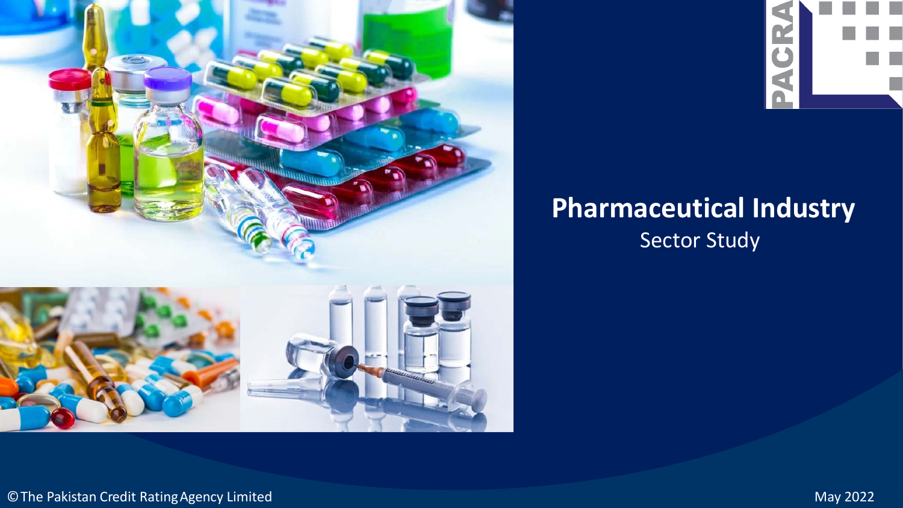# Pharmaceutical Industry

Sector Study

© The Pakistan Credit Rating Agency Limited

May 2022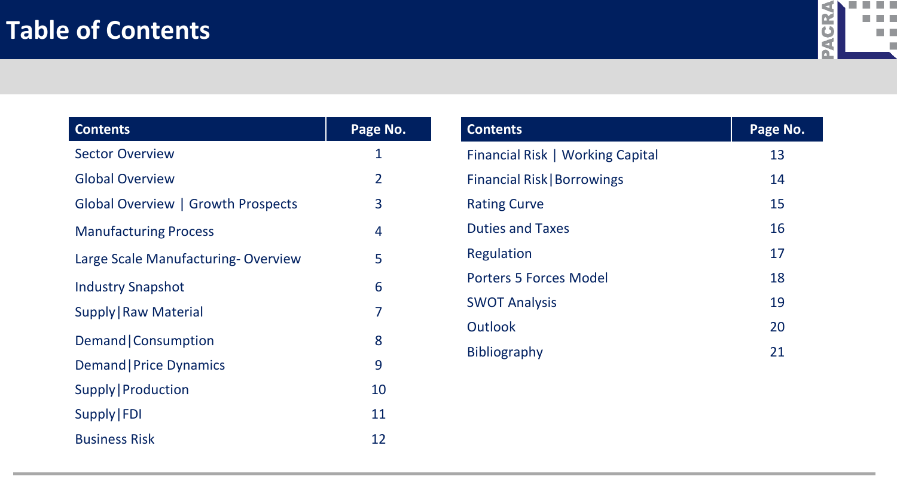# Table of Contents

| Contents | Page No. |
|---|---|
| Sector Overview | 1 |
| Global Overview | 2 |
| Global Overview \| Growth Prospects | 3 |
| Manufacturing Process | 4 |
| Large Scale Manufacturing- Overview | 5 |
| Industry Snapshot | 6 |
| Supply\|Raw Material | 7 |
| Demand\|Consumption | 8 |
| Demand\|Price Dynamics | 9 |
| Supply\|Production | 10 |
| Supply\|FDI | 11 |
| Business Risk | 12 |

| Contents | Page No. |
|---|---|
| Financial Risk \| Working Capital | 13 |
| Financial Risk\|Borrowings | 14 |
| Rating Curve | 15 |
| Duties and Taxes | 16 |
| Regulation | 17 |
| Porters 5 Forces Model | 18 |
| SWOT Analysis | 19 |
| Outlook | 20 |
| Bibliography | 21 |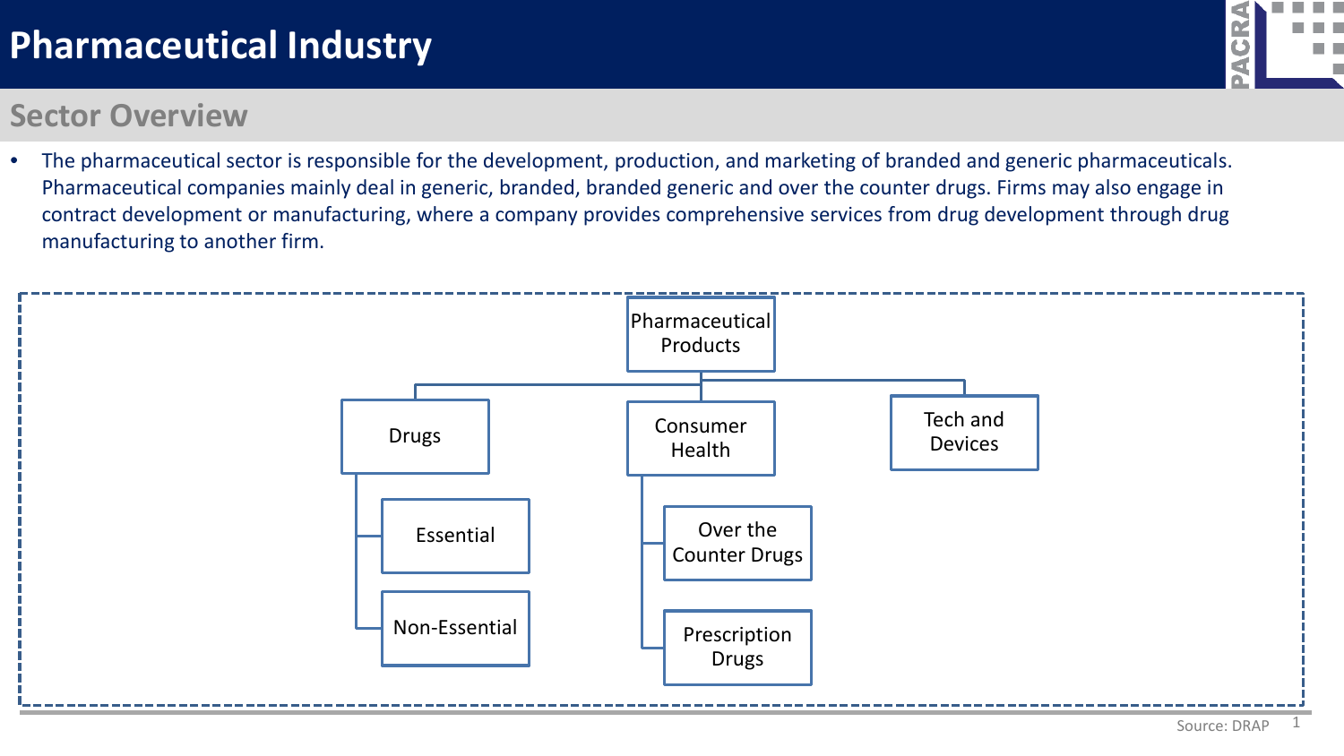# Pharmaceutical Industry

## Sector Overview

- The pharmaceutical sector is responsible for the development, production, and marketing of branded and generic pharmaceuticals. Pharmaceutical companies mainly deal in generic, branded, branded generic and over the counter drugs. Firms may also engage in contract development or manufacturing, where a company provides comprehensive services from drug development through drug manufacturing to another firm.

- Pharmaceutical Products
  - Drugs
    - Essential
    - Non-Essential
  - Consumer Health
    - Over the Counter Drugs
    - Prescription Drugs
  - Tech and Devices

Source: DRAP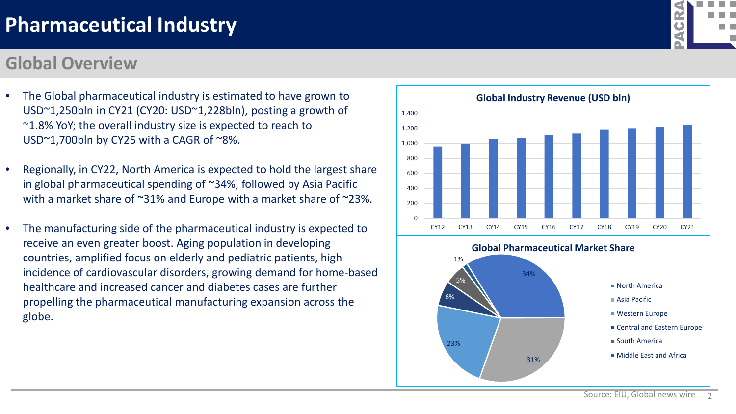# Pharmaceutical Industry

## Global Overview

- The Global pharmaceutical industry is estimated to have grown to USD~1,250bln in CY21 (CY20: USD~1,228bln), posting a growth of ~1.8% YoY; the overall industry size is expected to reach to USD~1,700bln by CY25 with a CAGR of ~8%.
- Regionally, in CY22, North America is expected to hold the largest share in global pharmaceutical spending of ~34%, followed by Asia Pacific with a market share of ~31% and Europe with a market share of ~23%.
- The manufacturing side of the pharmaceutical industry is expected to receive an even greater boost. Aging population in developing countries, amplified focus on elderly and pediatric patients, high incidence of cardiovascular disorders, growing demand for home-based healthcare and increased cancer and diabetes cases are further propelling the pharmaceutical manufacturing expansion across the globe.

**Global Industry Revenue (USD bln)**

| Year | CY12 | CY13 | CY14 | CY15 | CY16 | CY17 | CY18 | CY19 | CY20 | CY21 |
|---|---|---|---|---|---|---|---|---|---|---|

**Global Pharmaceutical Market Share**

| Region | Share |
|---|---|
| North America | 34% |
| Asia Pacific | 31% |
| Western Europe | 23% |
| Central and Eastern Europe | 6% |
| South America | 5% |
| Middle East and Africa | 1% |

Source: EIU, Global news wire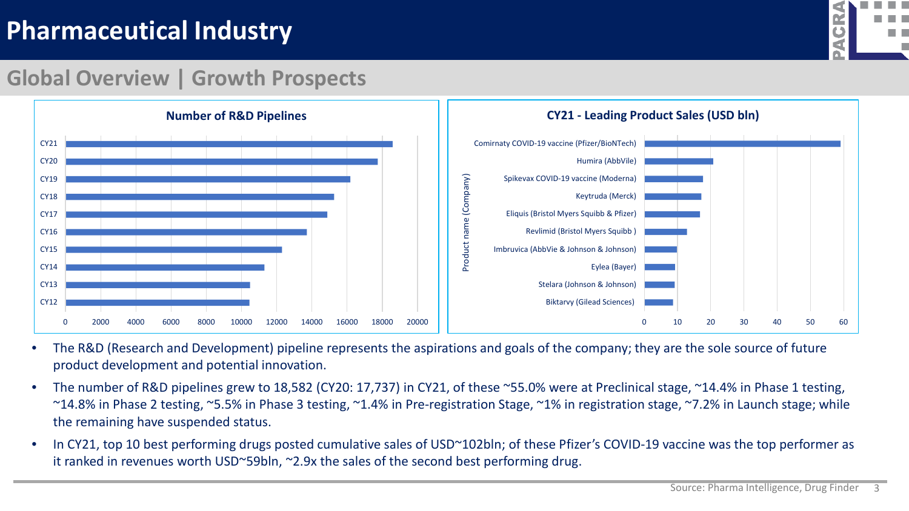# Pharmaceutical Industry

## Global Overview | Growth Prospects

**Number of R&D Pipelines**

| Year | Number of R&D Pipelines |
|---|---|
| CY21 | 18,582 |
| CY20 | 17,737 |
| CY19 | ~16,200 |
| CY18 | ~15,300 |
| CY17 | ~14,900 |
| CY16 | ~13,700 |
| CY15 | ~12,300 |
| CY14 | ~11,300 |
| CY13 | ~10,500 |
| CY12 | ~10,450 |

**CY21 - Leading Product Sales (USD bln)**

| Product name (Company) | Sales (USD bln) |
|---|---|
| Comirnaty COVID-19 vaccine (Pfizer/BioNTech) | ~59 |
| Humira (AbbVile) | ~21 |
| Spikevax COVID-19 vaccine (Moderna) | ~18 |
| Keytruda (Merck) | ~17 |
| Eliquis (Bristol Myers Squibb & Pfizer) | ~17 |
| Revlimid (Bristol Myers Squibb ) | ~13 |
| Imbruvica (AbbVie & Johnson & Johnson) | ~10 |
| Eylea (Bayer) | ~9 |
| Stelara (Johnson & Johnson) | ~9 |
| Biktarvy (Gilead Sciences) | ~9 |

- The R&D (Research and Development) pipeline represents the aspirations and goals of the company; they are the sole source of future product development and potential innovation.
- The number of R&D pipelines grew to 18,582 (CY20: 17,737) in CY21, of these ~55.0% were at Preclinical stage, ~14.4% in Phase 1 testing, ~14.8% in Phase 2 testing, ~5.5% in Phase 3 testing, ~1.4% in Pre-registration Stage, ~1% in registration stage, ~7.2% in Launch stage; while the remaining have suspended status.
- In CY21, top 10 best performing drugs posted cumulative sales of USD~102bln; of these Pfizer's COVID-19 vaccine was the top performer as it ranked in revenues worth USD~59bln, ~2.9x the sales of the second best performing drug.

Source: Pharma Intelligence, Drug Finder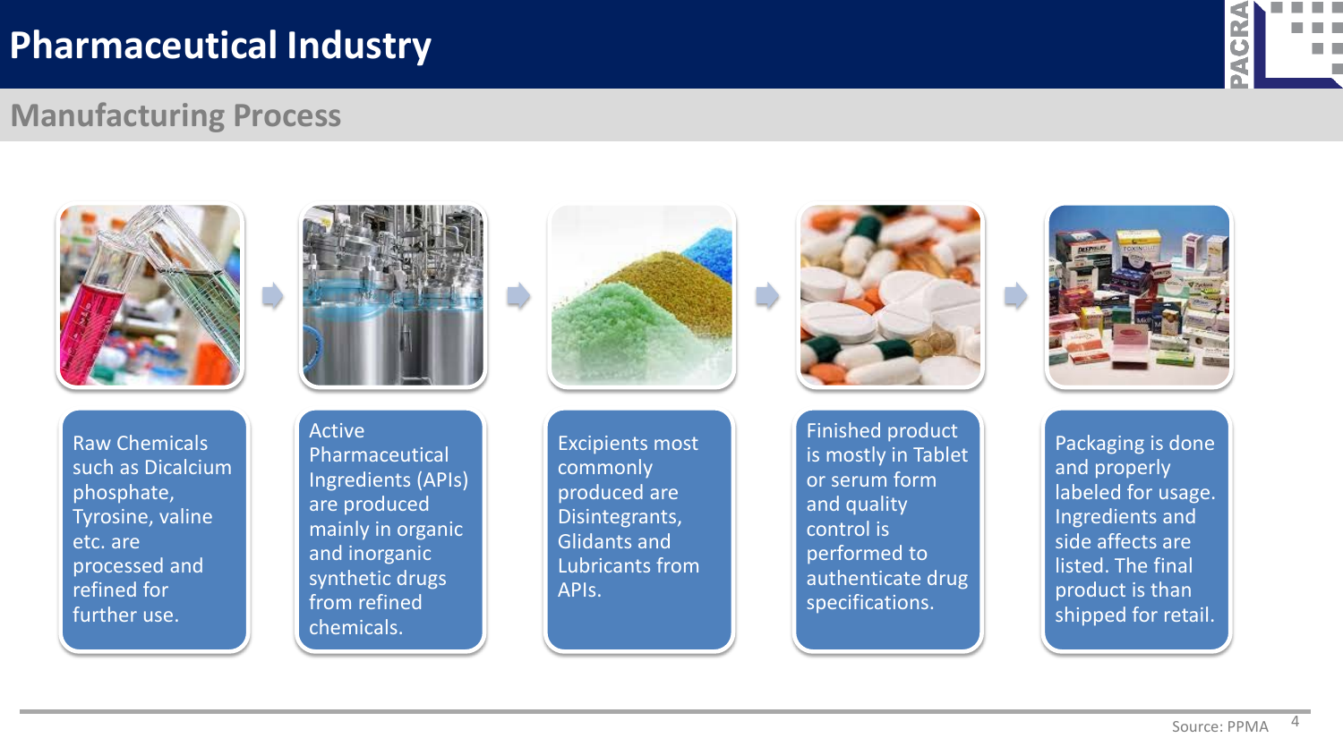# Pharmaceutical Industry

## Manufacturing Process

- Raw Chemicals such as Dicalcium phosphate, Tyrosine, valine etc. are processed and refined for further use.
- Active Pharmaceutical Ingredients (APIs) are produced mainly in organic and inorganic synthetic drugs from refined chemicals.
- Excipients most commonly produced are Disintegrants, Glidants and Lubricants from APIs.
- Finished product is mostly in Tablet or serum form and quality control is performed to authenticate drug specifications.
- Packaging is done and properly labeled for usage. Ingredients and side affects are listed. The final product is than shipped for retail.

Source: PPMA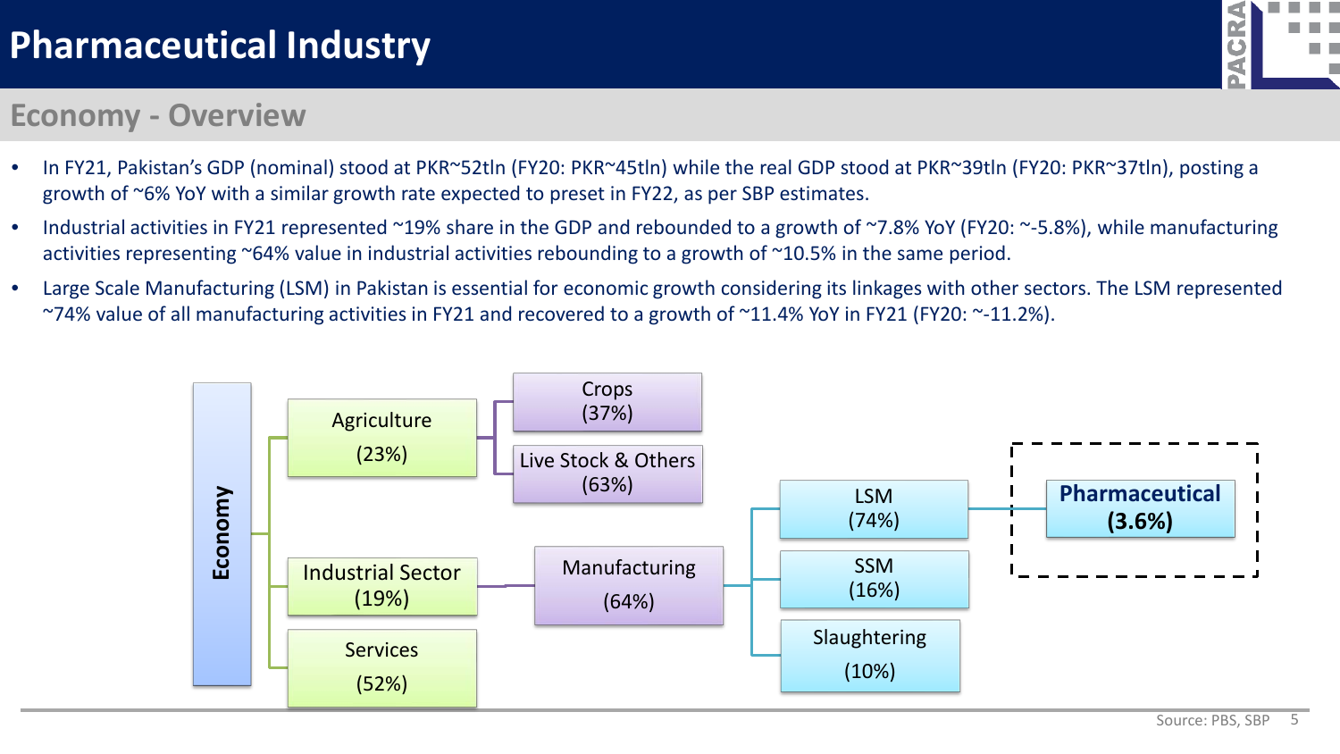# Pharmaceutical Industry

## Economy - Overview

- In FY21, Pakistan's GDP (nominal) stood at PKR~52tln (FY20: PKR~45tln) while the real GDP stood at PKR~39tln (FY20: PKR~37tln), posting a growth of ~6% YoY with a similar growth rate expected to preset in FY22, as per SBP estimates.
- Industrial activities in FY21 represented ~19% share in the GDP and rebounded to a growth of ~7.8% YoY (FY20: ~-5.8%), while manufacturing activities representing ~64% value in industrial activities rebounding to a growth of ~10.5% in the same period.
- Large Scale Manufacturing (LSM) in Pakistan is essential for economic growth considering its linkages with other sectors. The LSM represented ~74% value of all manufacturing activities in FY21 and recovered to a growth of ~11.4% YoY in FY21 (FY20: ~-11.2%).

**Economy**

- Agriculture (23%)
  - Crops (37%)
  - Live Stock & Others (63%)
- Industrial Sector (19%)
  - Manufacturing (64%)
    - LSM (74%)
      - **Pharmaceutical (3.6%)**
    - SSM (16%)
    - Slaughtering (10%)
- Services (52%)

Source: PBS, SBP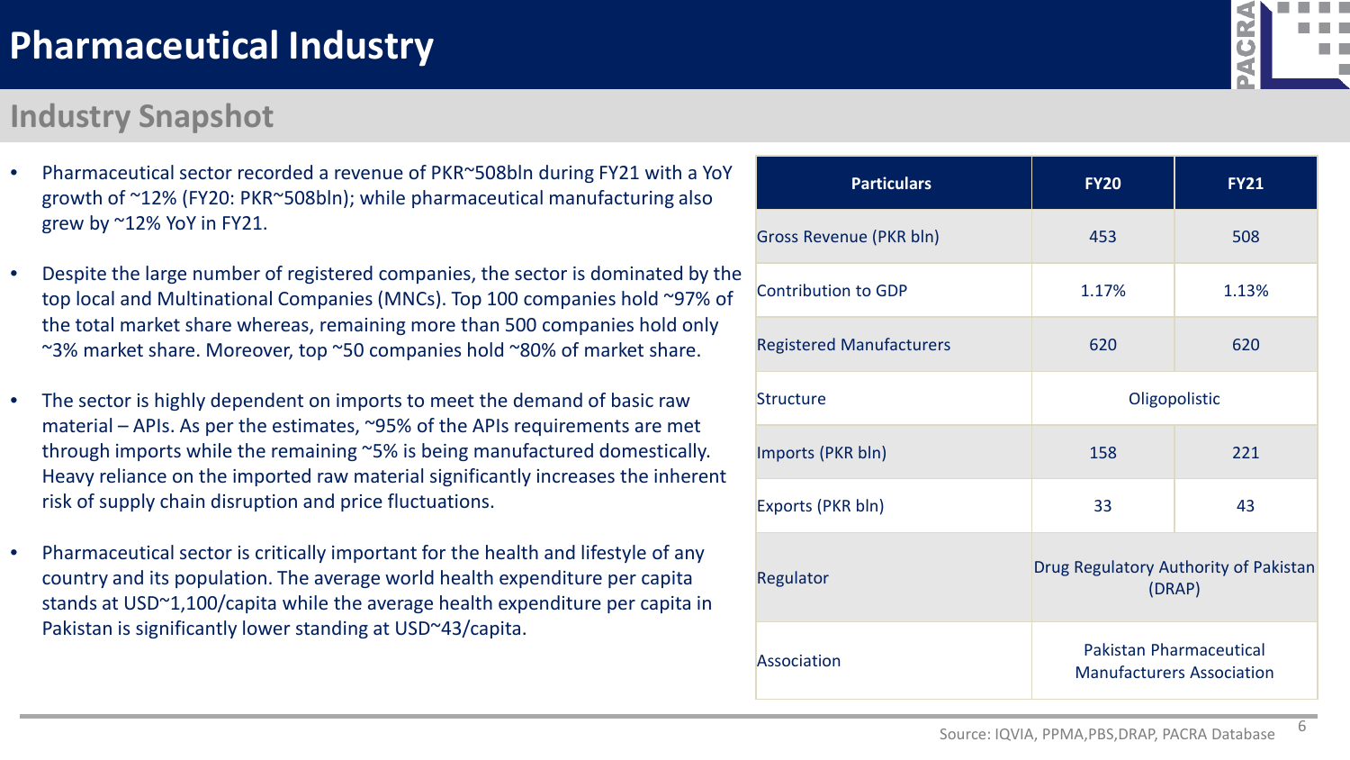# Pharmaceutical Industry

## Industry Snapshot

- Pharmaceutical sector recorded a revenue of PKR~508bln during FY21 with a YoY growth of ~12% (FY20: PKR~508bln); while pharmaceutical manufacturing also grew by ~12% YoY in FY21.
- Despite the large number of registered companies, the sector is dominated by the top local and Multinational Companies (MNCs). Top 100 companies hold ~97% of the total market share whereas, remaining more than 500 companies hold only ~3% market share. Moreover, top ~50 companies hold ~80% of market share.
- The sector is highly dependent on imports to meet the demand of basic raw material – APIs. As per the estimates, ~95% of the APIs requirements are met through imports while the remaining ~5% is being manufactured domestically. Heavy reliance on the imported raw material significantly increases the inherent risk of supply chain disruption and price fluctuations.
- Pharmaceutical sector is critically important for the health and lifestyle of any country and its population. The average world health expenditure per capita stands at USD~1,100/capita while the average health expenditure per capita in Pakistan is significantly lower standing at USD~43/capita.

| Particulars | FY20 | FY21 |
|---|---|---|
| Gross Revenue (PKR bln) | 453 | 508 |
| Contribution to GDP | 1.17% | 1.13% |
| Registered Manufacturers | 620 | 620 |
| Structure | Oligopolistic | |
| Imports (PKR bln) | 158 | 221 |
| Exports (PKR bln) | 33 | 43 |
| Regulator | Drug Regulatory Authority of Pakistan (DRAP) | |
| Association | Pakistan Pharmaceutical Manufacturers Association | |

Source: IQVIA, PPMA,PBS,DRAP, PACRA Database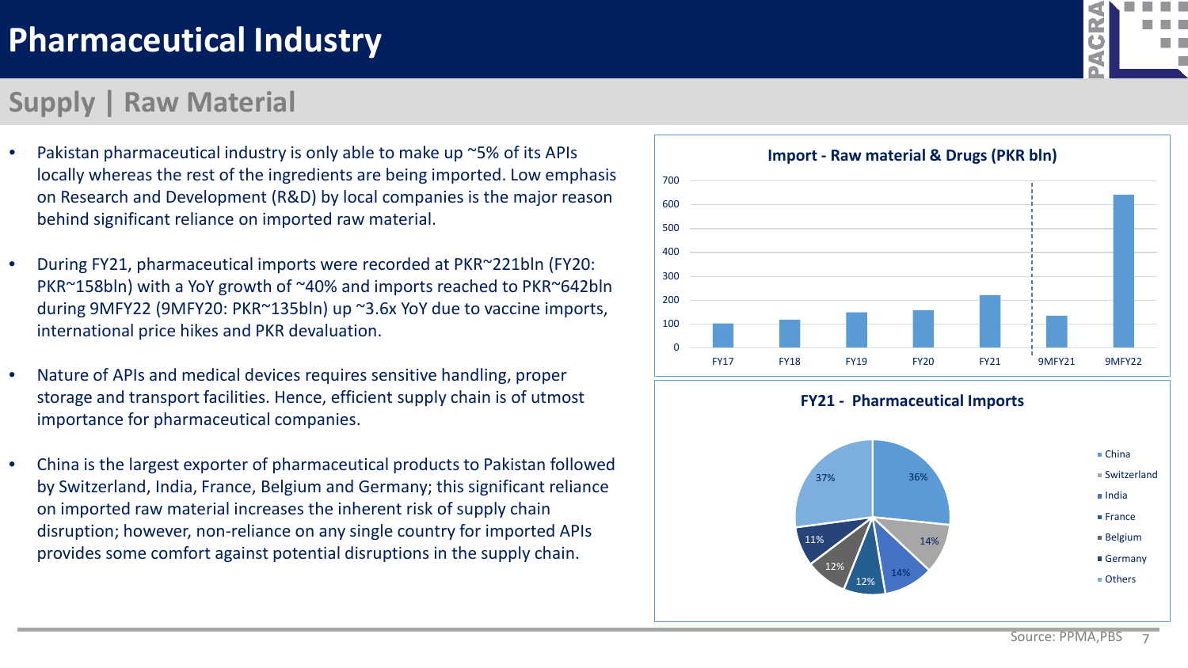# Pharmaceutical Industry

## Supply | Raw Material

- Pakistan pharmaceutical industry is only able to make up ~5% of its APIs locally whereas the rest of the ingredients are being imported. Low emphasis on Research and Development (R&D) by local companies is the major reason behind significant reliance on imported raw material.
- During FY21, pharmaceutical imports were recorded at PKR~221bln (FY20: PKR~158bln) with a YoY growth of ~40% and imports reached to PKR~642bln during 9MFY22 (9MFY20: PKR~135bln) up ~3.6x YoY due to vaccine imports, international price hikes and PKR devaluation.
- Nature of APIs and medical devices requires sensitive handling, proper storage and transport facilities. Hence, efficient supply chain is of utmost importance for pharmaceutical companies.
- China is the largest exporter of pharmaceutical products to Pakistan followed by Switzerland, India, France, Belgium and Germany; this significant reliance on imported raw material increases the inherent risk of supply chain disruption; however, non-reliance on any single country for imported APIs provides some comfort against potential disruptions in the supply chain.

**Import - Raw material & Drugs (PKR bln)**

Categories: FY17, FY18, FY19, FY20, FY21, 9MFY21, 9MFY22

**FY21 - Pharmaceutical Imports**

| Country | Share |
|---|---|
| China | 36% |
| Switzerland | 14% |
| India | 14% |
| France | 12% |
| Belgium | 12% |
| Germany | 11% |
| Others | 37% |

Source: PPMA,PBS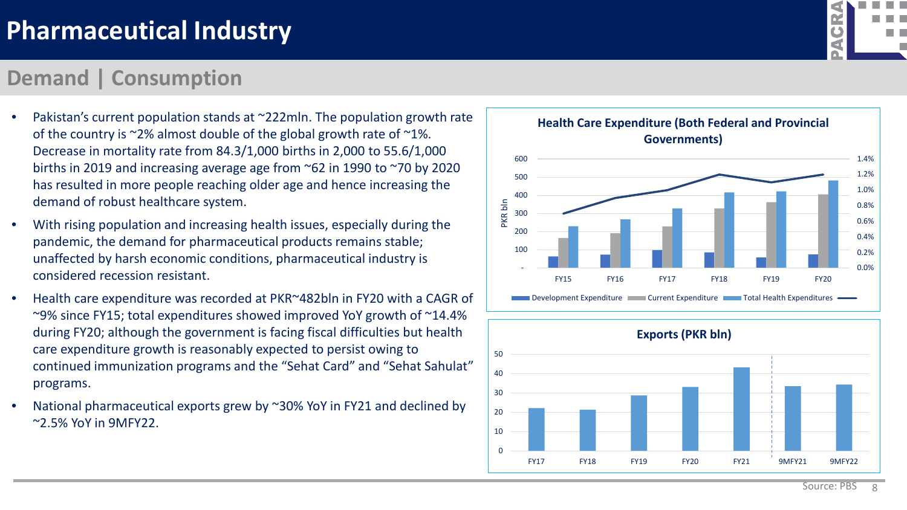# Pharmaceutical Industry

## Demand | Consumption

- Pakistan's current population stands at ~222mln. The population growth rate of the country is ~2% almost double of the global growth rate of ~1%. Decrease in mortality rate from 84.3/1,000 births in 2,000 to 55.6/1,000 births in 2019 and increasing average age from ~62 in 1990 to ~70 by 2020 has resulted in more people reaching older age and hence increasing the demand of robust healthcare system.
- With rising population and increasing health issues, especially during the pandemic, the demand for pharmaceutical products remains stable; unaffected by harsh economic conditions, pharmaceutical industry is considered recession resistant.
- Health care expenditure was recorded at PKR~482bln in FY20 with a CAGR of ~9% since FY15; total expenditures showed improved YoY growth of ~14.4% during FY20; although the government is facing fiscal difficulties but health care expenditure growth is reasonably expected to persist owing to continued immunization programs and the "Sehat Card" and "Sehat Sahulat" programs.
- National pharmaceutical exports grew by ~30% YoY in FY21 and declined by ~2.5% YoY in 9MFY22.

**Health Care Expenditure (Both Federal and Provincial Governments)**

Legend: Development Expenditure, Current Expenditure, Total Health Expenditures (PKR bln, left axis: -, 100–600); line on right axis (0.0%–1.4%). Periods: FY15, FY16, FY17, FY18, FY19, FY20.

**Exports (PKR bln)**

Periods: FY17, FY18, FY19, FY20, FY21, 9MFY21, 9MFY22 (axis 0–50).

Source: PBS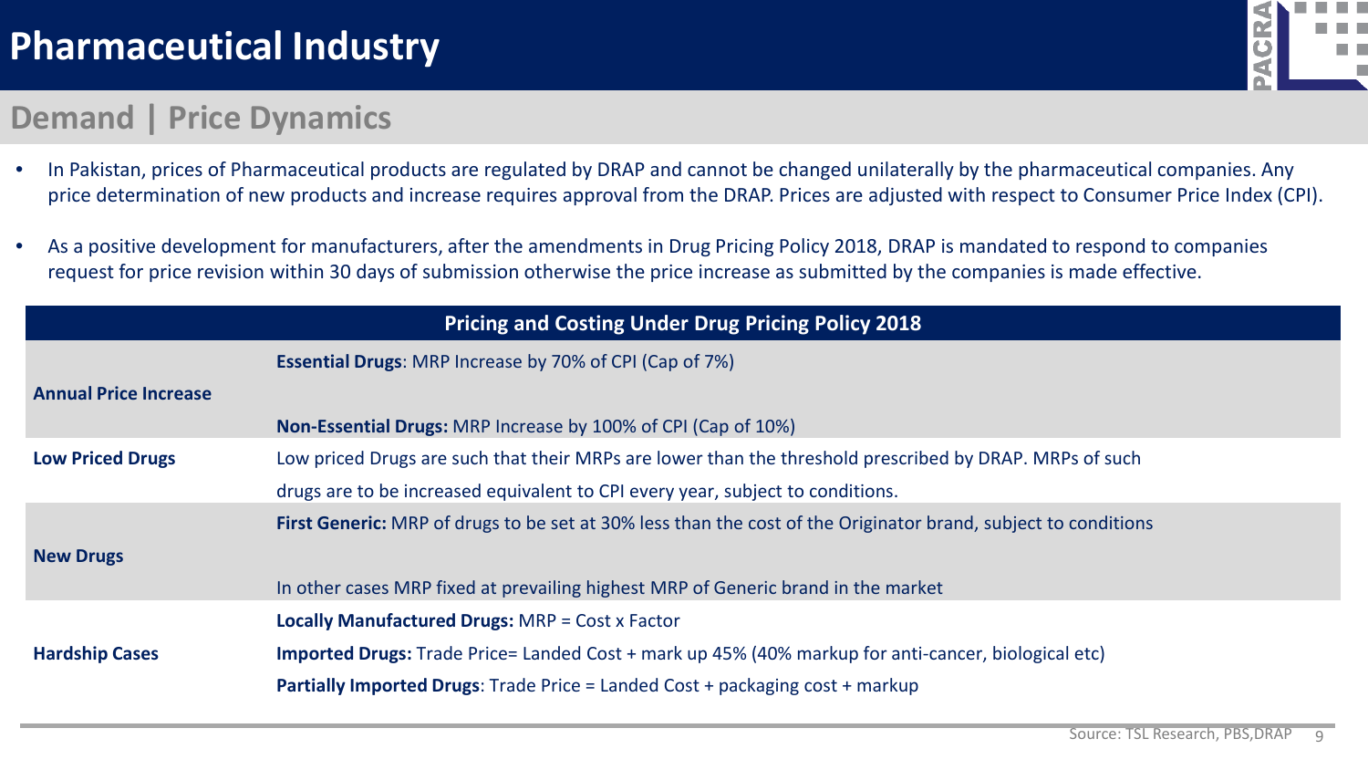# Pharmaceutical Industry

## Demand | Price Dynamics

- In Pakistan, prices of Pharmaceutical products are regulated by DRAP and cannot be changed unilaterally by the pharmaceutical companies. Any price determination of new products and increase requires approval from the DRAP. Prices are adjusted with respect to Consumer Price Index (CPI).
- As a positive development for manufacturers, after the amendments in Drug Pricing Policy 2018, DRAP is mandated to respond to companies request for price revision within 30 days of submission otherwise the price increase as submitted by the companies is made effective.

| Pricing and Costing Under Drug Pricing Policy 2018 | |
|---|---|
| **Annual Price Increase** | **Essential Drugs**: MRP Increase by 70% of CPI (Cap of 7%)<br>**Non-Essential Drugs:** MRP Increase by 100% of CPI (Cap of 10%) |
| **Low Priced Drugs** | Low priced Drugs are such that their MRPs are lower than the threshold prescribed by DRAP. MRPs of such drugs are to be increased equivalent to CPI every year, subject to conditions. |
| **New Drugs** | **First Generic:** MRP of drugs to be set at 30% less than the cost of the Originator brand, subject to conditions<br>In other cases MRP fixed at prevailing highest MRP of Generic brand in the market |
| **Hardship Cases** | **Locally Manufactured Drugs:** MRP = Cost x Factor<br>**Imported Drugs:** Trade Price= Landed Cost + mark up 45% (40% markup for anti-cancer, biological etc)<br>**Partially Imported Drugs**: Trade Price = Landed Cost + packaging cost + markup |

Source: TSL Research, PBS,DRAP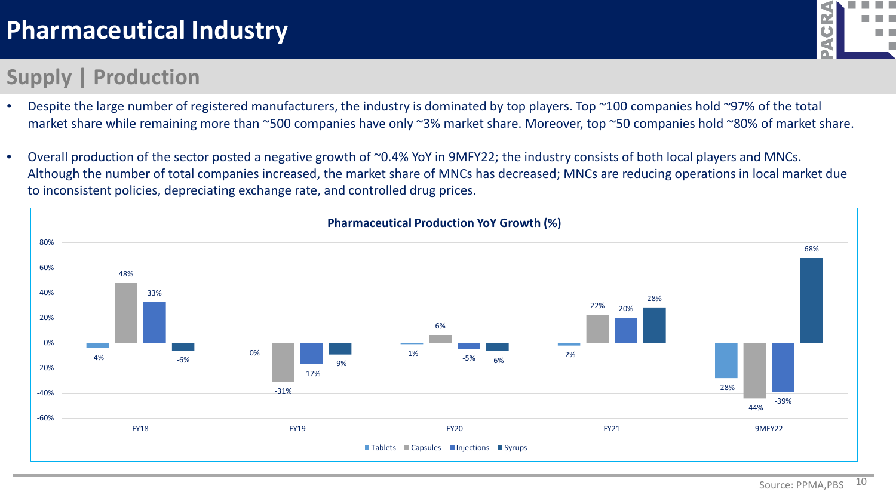# Pharmaceutical Industry

## Supply | Production

- Despite the large number of registered manufacturers, the industry is dominated by top players. Top ~100 companies hold ~97% of the total market share while remaining more than ~500 companies have only ~3% market share. Moreover, top ~50 companies hold ~80% of market share.
- Overall production of the sector posted a negative growth of ~0.4% YoY in 9MFY22; the industry consists of both local players and MNCs. Although the number of total companies increased, the market share of MNCs has decreased; MNCs are reducing operations in local market due to inconsistent policies, depreciating exchange rate, and controlled drug prices.

**Pharmaceutical Production YoY Growth (%)**

| | Tablets | Capsules | Injections | Syrups |
|---|---|---|---|---|
| FY18 | -4% | 48% | 33% | -6% |
| FY19 | 0% | -31% | -17% | -9% |
| FY20 | -1% | 6% | -5% | -6% |
| FY21 | -2% | 22% | 20% | 28% |
| 9MFY22 | -28% | -44% | -39% | 68% |

Source: PPMA,PBS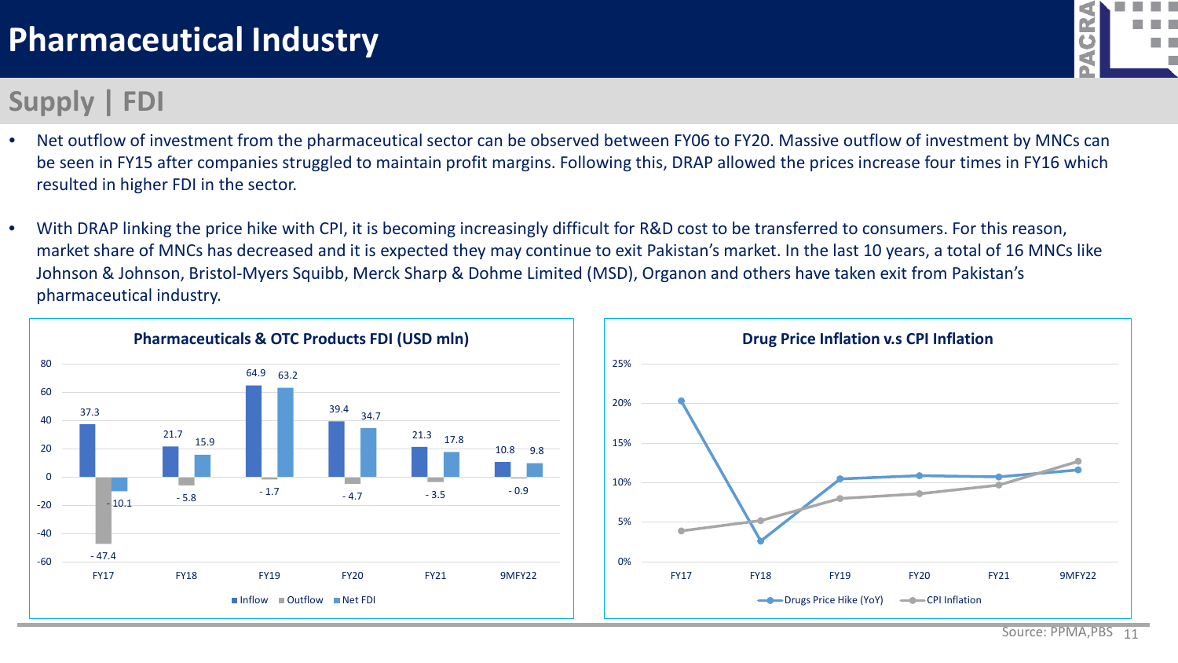# Pharmaceutical Industry

## Supply | FDI

- Net outflow of investment from the pharmaceutical sector can be observed between FY06 to FY20. Massive outflow of investment by MNCs can be seen in FY15 after companies struggled to maintain profit margins. Following this, DRAP allowed the prices increase four times in FY16 which resulted in higher FDI in the sector.

- With DRAP linking the price hike with CPI, it is becoming increasingly difficult for R&D cost to be transferred to consumers. For this reason, market share of MNCs has decreased and it is expected they may continue to exit Pakistan's market. In the last 10 years, a total of 16 MNCs like Johnson & Johnson, Bristol-Myers Squibb, Merck Sharp & Dohme Limited (MSD), Organon and others have taken exit from Pakistan's pharmaceutical industry.

**Pharmaceuticals & OTC Products FDI (USD mln)**

| | FY17 | FY18 | FY19 | FY20 | FY21 | 9MFY22 |
|---|---|---|---|---|---|---|
| Inflow | 37.3 | 21.7 | 64.9 | 39.4 | 21.3 | 10.8 |
| Outflow | - 47.4 | - 5.8 | - 1.7 | - 4.7 | - 3.5 | - 0.9 |
| Net FDI | - 10.1 | 15.9 | 63.2 | 34.7 | 17.8 | 9.8 |

**Drug Price Inflation v.s CPI Inflation**

Series: Drugs Price Hike (YoY), CPI Inflation — FY17, FY18, FY19, FY20, FY21, 9MFY22 (0%–25%)

Source: PPMA,PBS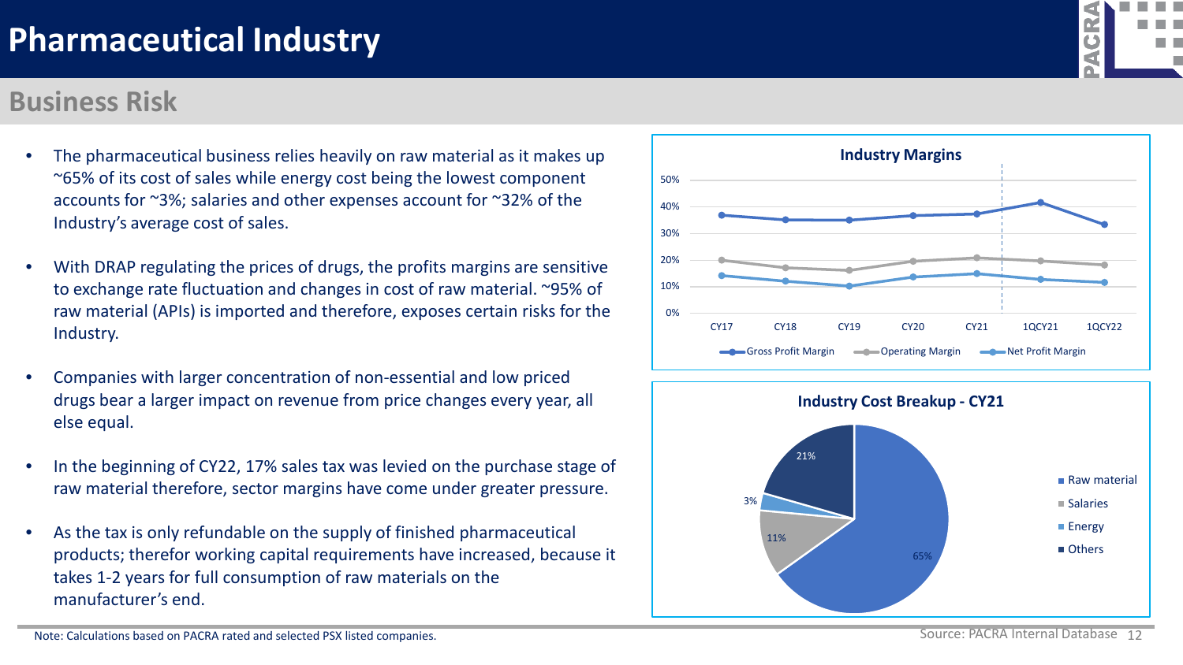# Pharmaceutical Industry

## Business Risk

- The pharmaceutical business relies heavily on raw material as it makes up ~65% of its cost of sales while energy cost being the lowest component accounts for ~3%; salaries and other expenses account for ~32% of the Industry's average cost of sales.
- With DRAP regulating the prices of drugs, the profits margins are sensitive to exchange rate fluctuation and changes in cost of raw material. ~95% of raw material (APIs) is imported and therefore, exposes certain risks for the Industry.
- Companies with larger concentration of non-essential and low priced drugs bear a larger impact on revenue from price changes every year, all else equal.
- In the beginning of CY22, 17% sales tax was levied on the purchase stage of raw material therefore, sector margins have come under greater pressure.
- As the tax is only refundable on the supply of finished pharmaceutical products; therefor working capital requirements have increased, because it takes 1-2 years for full consumption of raw materials on the manufacturer's end.

**Industry Margins**

(Line chart: Gross Profit Margin, Operating Margin, Net Profit Margin for CY17, CY18, CY19, CY20, CY21, 1QCY21, 1QCY22; y-axis 0%–50%)

**Industry Cost Breakup - CY21**

| Component | Share |
|---|---|
| Raw material | 65% |
| Salaries | 11% |
| Energy | 3% |
| Others | 21% |

Note: Calculations based on PACRA rated and selected PSX listed companies.

Source: PACRA Internal Database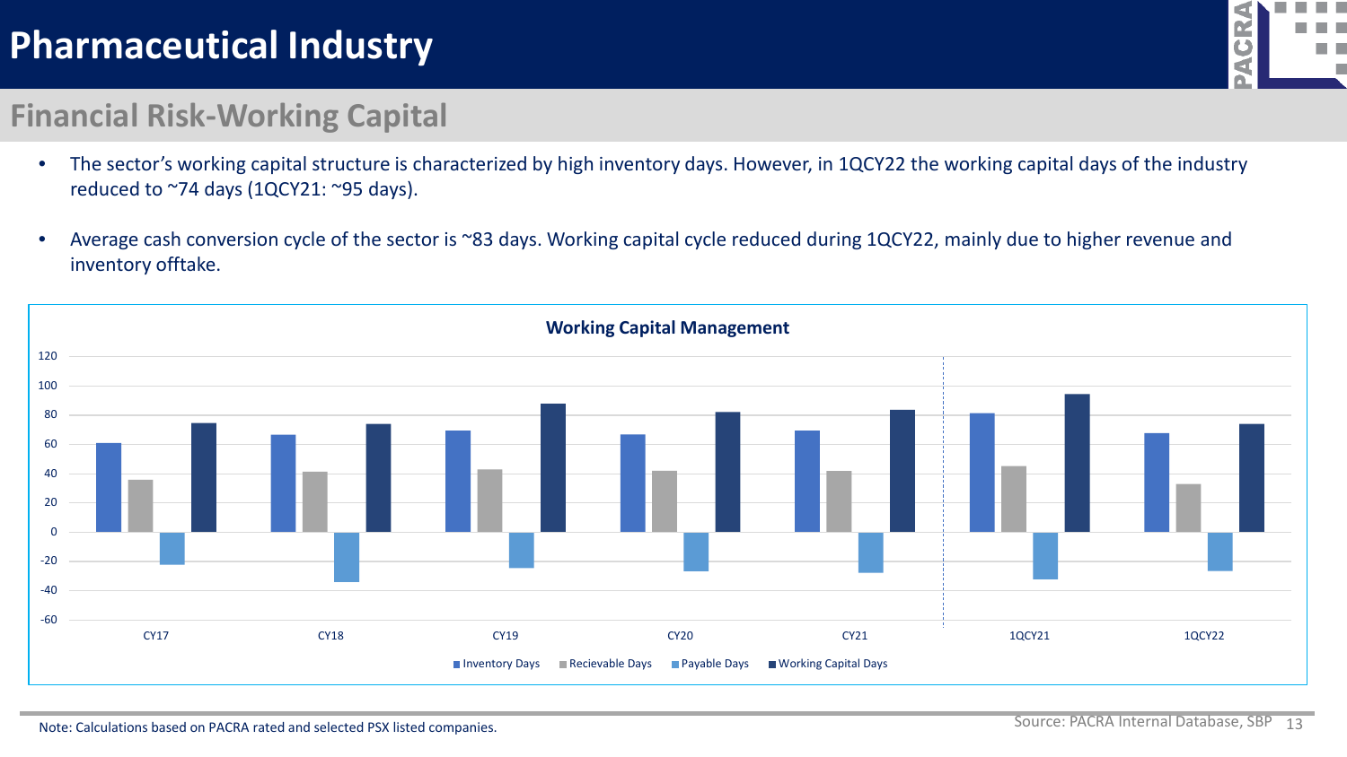# Pharmaceutical Industry

## Financial Risk-Working Capital

- The sector's working capital structure is characterized by high inventory days. However, in 1QCY22 the working capital days of the industry reduced to ~74 days (1QCY21: ~95 days).
- Average cash conversion cycle of the sector is ~83 days. Working capital cycle reduced during 1QCY22, mainly due to higher revenue and inventory offtake.

**Working Capital Management**

Inventory Days | Recievable Days | Payable Days | Working Capital Days

CY17 | CY18 | CY19 | CY20 | CY21 | 1QCY21 | 1QCY22

Note: Calculations based on PACRA rated and selected PSX listed companies.

Source: PACRA Internal Database, SBP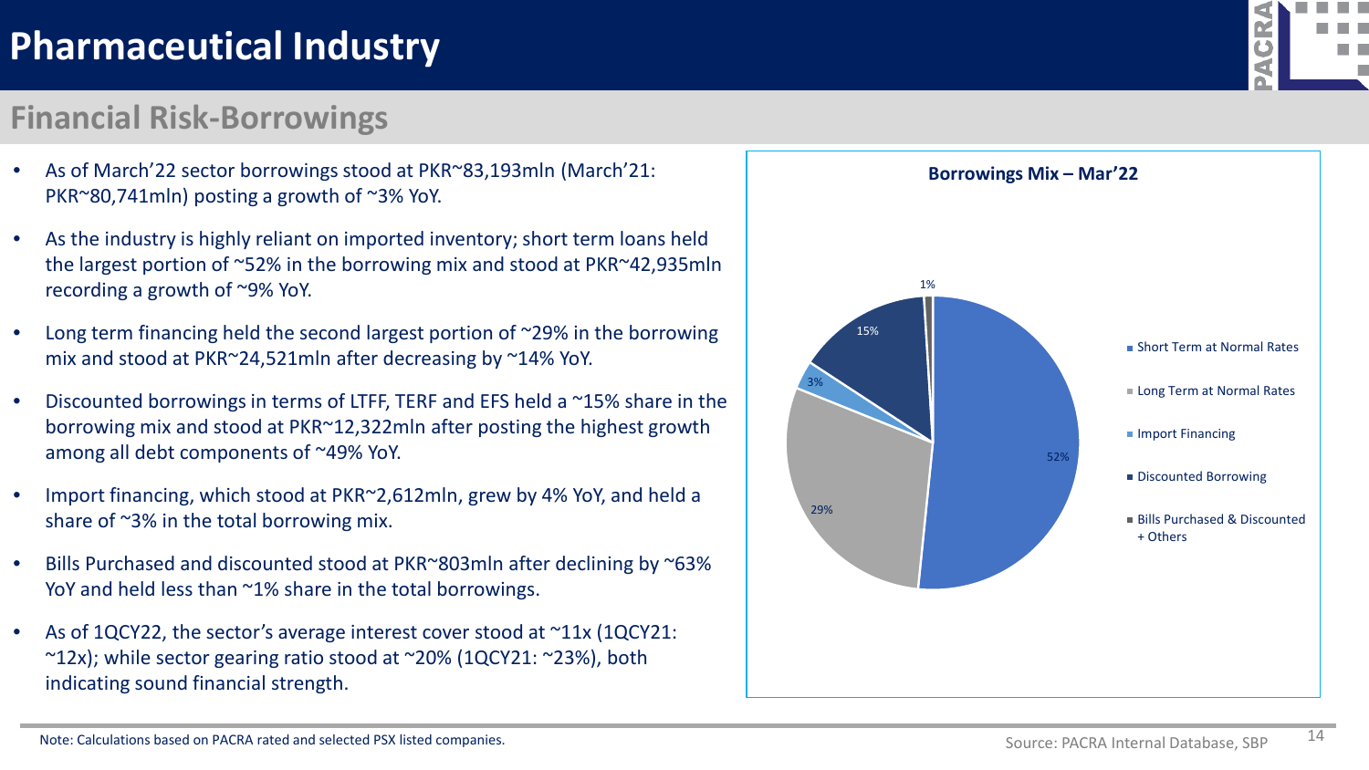# Pharmaceutical Industry

## Financial Risk-Borrowings

- As of March'22 sector borrowings stood at PKR~83,193mln (March'21: PKR~80,741mln) posting a growth of ~3% YoY.
- As the industry is highly reliant on imported inventory; short term loans held the largest portion of ~52% in the borrowing mix and stood at PKR~42,935mln recording a growth of ~9% YoY.
- Long term financing held the second largest portion of ~29% in the borrowing mix and stood at PKR~24,521mln after decreasing by ~14% YoY.
- Discounted borrowings in terms of LTFF, TERF and EFS held a ~15% share in the borrowing mix and stood at PKR~12,322mln after posting the highest growth among all debt components of ~49% YoY.
- Import financing, which stood at PKR~2,612mln, grew by 4% YoY, and held a share of ~3% in the total borrowing mix.
- Bills Purchased and discounted stood at PKR~803mln after declining by ~63% YoY and held less than ~1% share in the total borrowings.
- As of 1QCY22, the sector's average interest cover stood at ~11x (1QCY21: ~12x); while sector gearing ratio stood at ~20% (1QCY21: ~23%), both indicating sound financial strength.

**Borrowings Mix – Mar'22**

| Category | Share |
|---|---|
| Short Term at Normal Rates | 52% |
| Long Term at Normal Rates | 29% |
| Import Financing | 3% |
| Discounted Borrowing | 15% |
| Bills Purchased & Discounted + Others | 1% |

Note: Calculations based on PACRA rated and selected PSX listed companies.

Source: PACRA Internal Database, SBP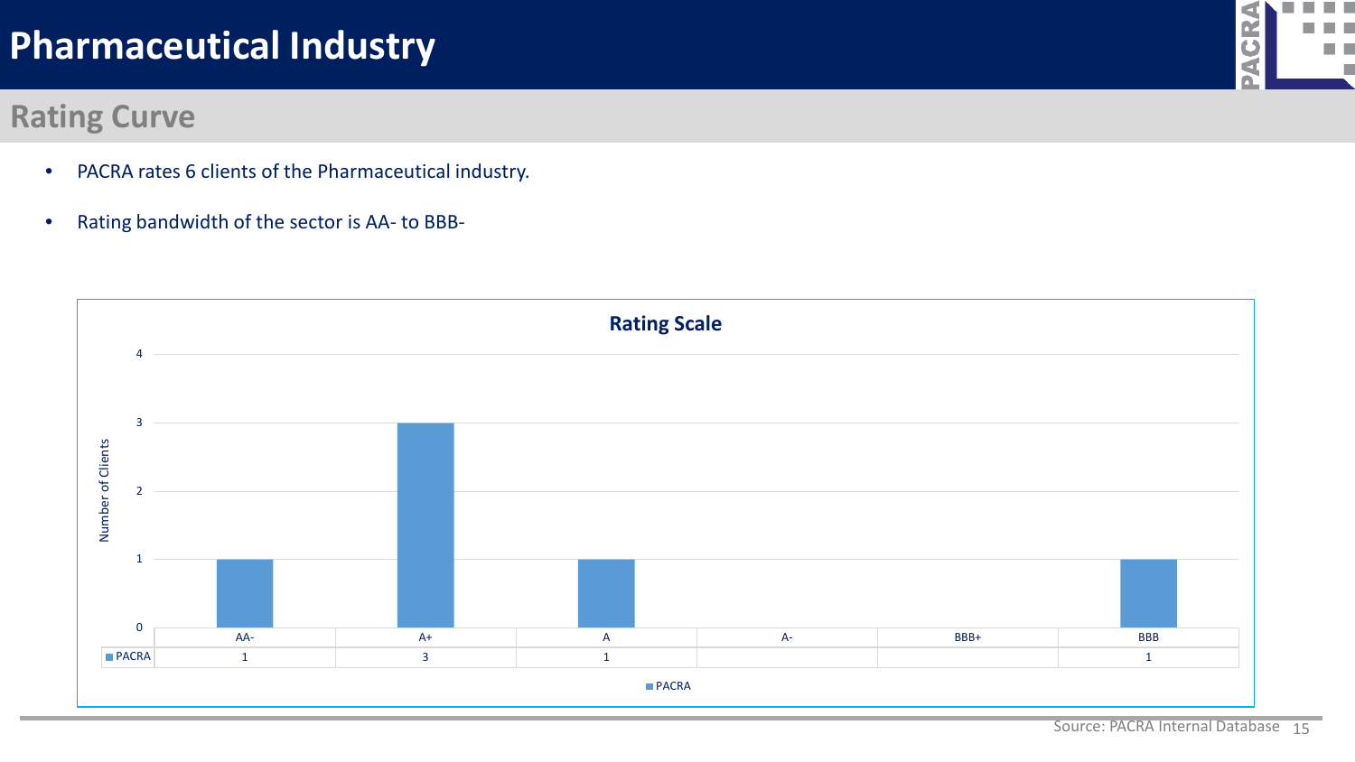# Pharmaceutical Industry

## Rating Curve

- PACRA rates 6 clients of the Pharmaceutical industry.
- Rating bandwidth of the sector is AA- to BBB-

### Rating Scale

| | AA- | A+ | A | A- | BBB+ | BBB |
|---|---|---|---|---|---|---|
| PACRA | 1 | 3 | 1 | | | 1 |

Source: PACRA Internal Database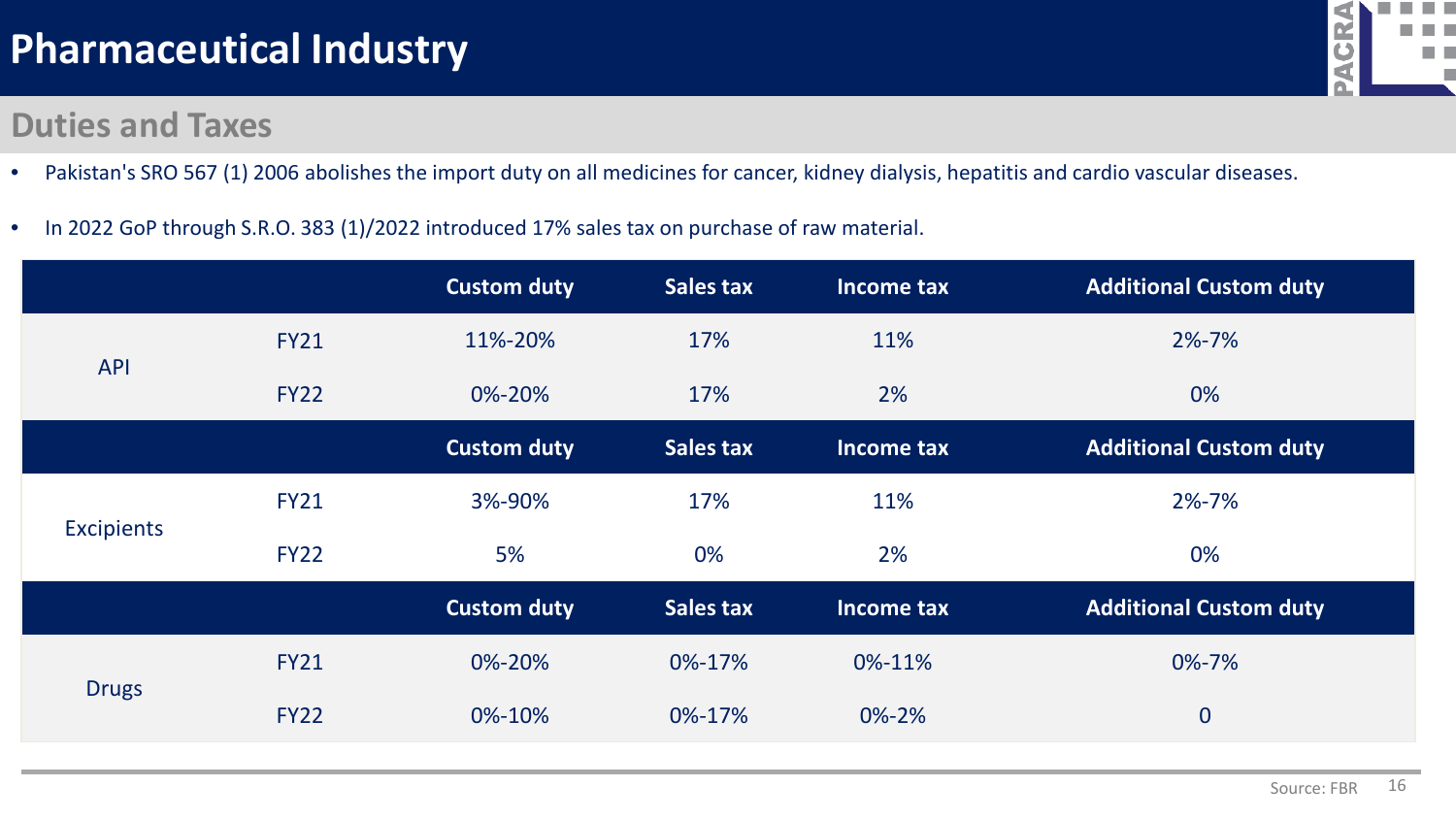# Pharmaceutical Industry

## Duties and Taxes

- Pakistan's SRO 567 (1) 2006 abolishes the import duty on all medicines for cancer, kidney dialysis, hepatitis and cardio vascular diseases.
- In 2022 GoP through S.R.O. 383 (1)/2022 introduced 17% sales tax on purchase of raw material.

| | | Custom duty | Sales tax | Income tax | Additional Custom duty |
|---|---|---|---|---|---|
| API | FY21 | 11%-20% | 17% | 11% | 2%-7% |
| | FY22 | 0%-20% | 17% | 2% | 0% |
| | | **Custom duty** | **Sales tax** | **Income tax** | **Additional Custom duty** |
| Excipients | FY21 | 3%-90% | 17% | 11% | 2%-7% |
| | FY22 | 5% | 0% | 2% | 0% |
| | | **Custom duty** | **Sales tax** | **Income tax** | **Additional Custom duty** |
| Drugs | FY21 | 0%-20% | 0%-17% | 0%-11% | 0%-7% |
| | FY22 | 0%-10% | 0%-17% | 0%-2% | 0 |

Source: FBR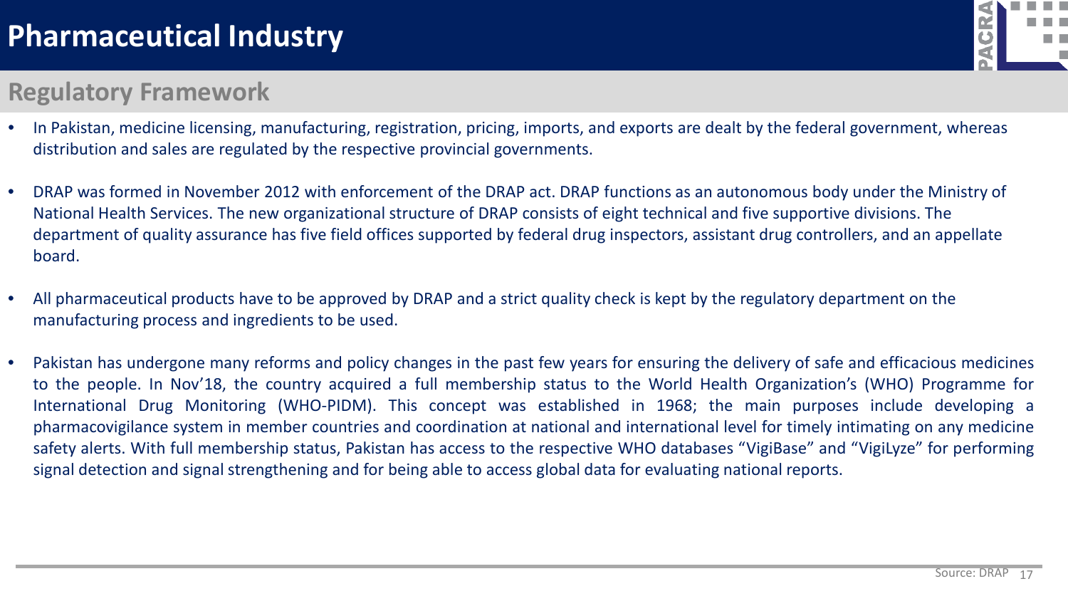# Pharmaceutical Industry

## Regulatory Framework

- In Pakistan, medicine licensing, manufacturing, registration, pricing, imports, and exports are dealt by the federal government, whereas distribution and sales are regulated by the respective provincial governments.
- DRAP was formed in November 2012 with enforcement of the DRAP act. DRAP functions as an autonomous body under the Ministry of National Health Services. The new organizational structure of DRAP consists of eight technical and five supportive divisions. The department of quality assurance has five field offices supported by federal drug inspectors, assistant drug controllers, and an appellate board.
- All pharmaceutical products have to be approved by DRAP and a strict quality check is kept by the regulatory department on the manufacturing process and ingredients to be used.
- Pakistan has undergone many reforms and policy changes in the past few years for ensuring the delivery of safe and efficacious medicines to the people. In Nov'18, the country acquired a full membership status to the World Health Organization's (WHO) Programme for International Drug Monitoring (WHO-PIDM). This concept was established in 1968; the main purposes include developing a pharmacovigilance system in member countries and coordination at national and international level for timely intimating on any medicine safety alerts. With full membership status, Pakistan has access to the respective WHO databases "VigiBase" and "VigiLyze" for performing signal detection and signal strengthening and for being able to access global data for evaluating national reports.

Source: DRAP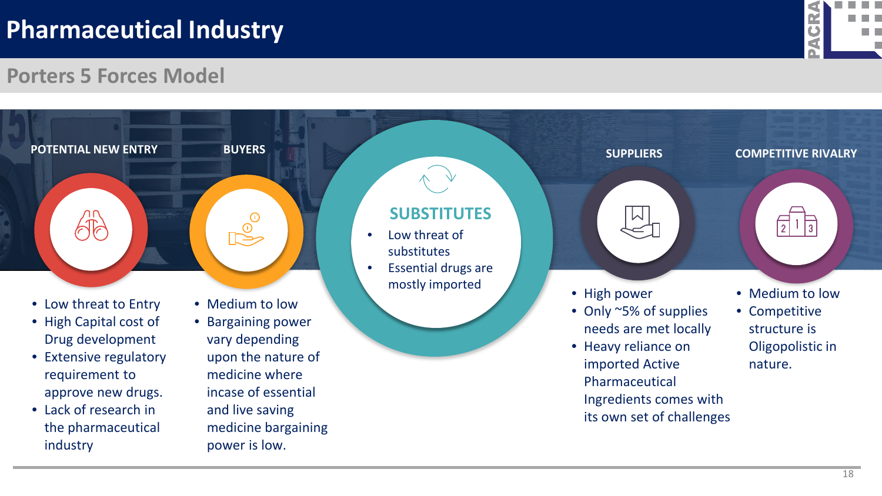# Pharmaceutical Industry

## Porters 5 Forces Model

### POTENTIAL NEW ENTRY

- Low threat to Entry
- High Capital cost of Drug development
- Extensive regulatory requirement to approve new drugs.
- Lack of research in the pharmaceutical industry

### BUYERS

- Medium to low
- Bargaining power vary depending upon the nature of medicine where incase of essential and live saving medicine bargaining power is low.

### SUBSTITUTES

- Low threat of substitutes
- Essential drugs are mostly imported

### SUPPLIERS

- High power
- Only ~5% of supplies needs are met locally
- Heavy reliance on imported Active Pharmaceutical Ingredients comes with its own set of challenges

### COMPETITIVE RIVALRY

- Medium to low
- Competitive structure is Oligopolistic in nature.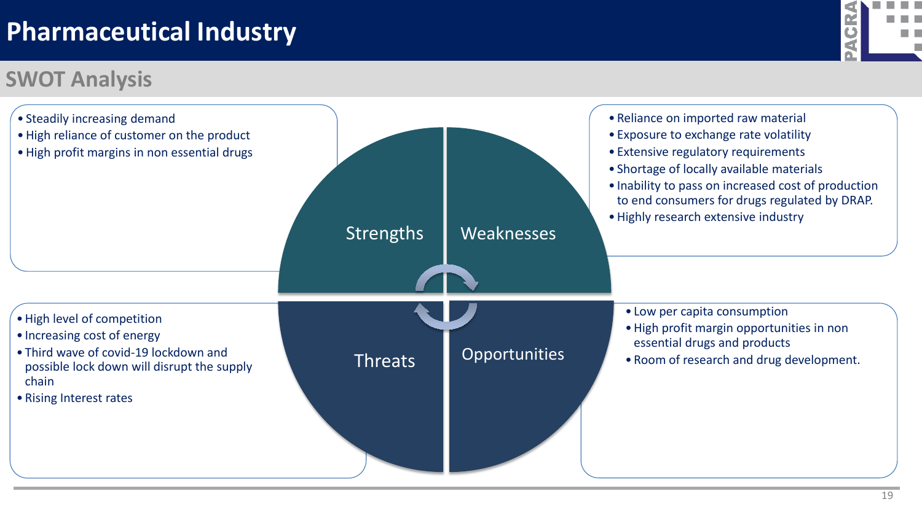# Pharmaceutical Industry

## SWOT Analysis

### Strengths

- Steadily increasing demand
- High reliance of customer on the product
- High profit margins in non essential drugs

### Weaknesses

- Reliance on imported raw material
- Exposure to exchange rate volatility
- Extensive regulatory requirements
- Shortage of locally available materials
- Inability to pass on increased cost of production to end consumers for drugs regulated by DRAP.
- Highly research extensive industry

### Threats

- High level of competition
- Increasing cost of energy
- Third wave of covid-19 lockdown and possible lock down will disrupt the supply chain
- Rising Interest rates

### Opportunities

- Low per capita consumption
- High profit margin opportunities in non essential drugs and products
- Room of research and drug development.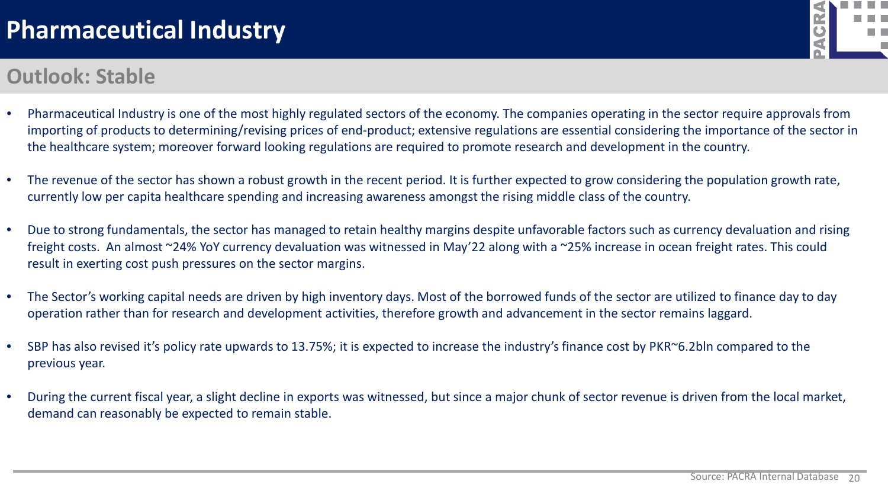# Pharmaceutical Industry

## Outlook: Stable

- Pharmaceutical Industry is one of the most highly regulated sectors of the economy. The companies operating in the sector require approvals from importing of products to determining/revising prices of end-product; extensive regulations are essential considering the importance of the sector in the healthcare system; moreover forward looking regulations are required to promote research and development in the country.
- The revenue of the sector has shown a robust growth in the recent period. It is further expected to grow considering the population growth rate, currently low per capita healthcare spending and increasing awareness amongst the rising middle class of the country.
- Due to strong fundamentals, the sector has managed to retain healthy margins despite unfavorable factors such as currency devaluation and rising freight costs. An almost ~24% YoY currency devaluation was witnessed in May'22 along with a ~25% increase in ocean freight rates. This could result in exerting cost push pressures on the sector margins.
- The Sector's working capital needs are driven by high inventory days. Most of the borrowed funds of the sector are utilized to finance day to day operation rather than for research and development activities, therefore growth and advancement in the sector remains laggard.
- SBP has also revised it's policy rate upwards to 13.75%; it is expected to increase the industry's finance cost by PKR~6.2bln compared to the previous year.
- During the current fiscal year, a slight decline in exports was witnessed, but since a major chunk of sector revenue is driven from the local market, demand can reasonably be expected to remain stable.

Source: PACRA Internal Database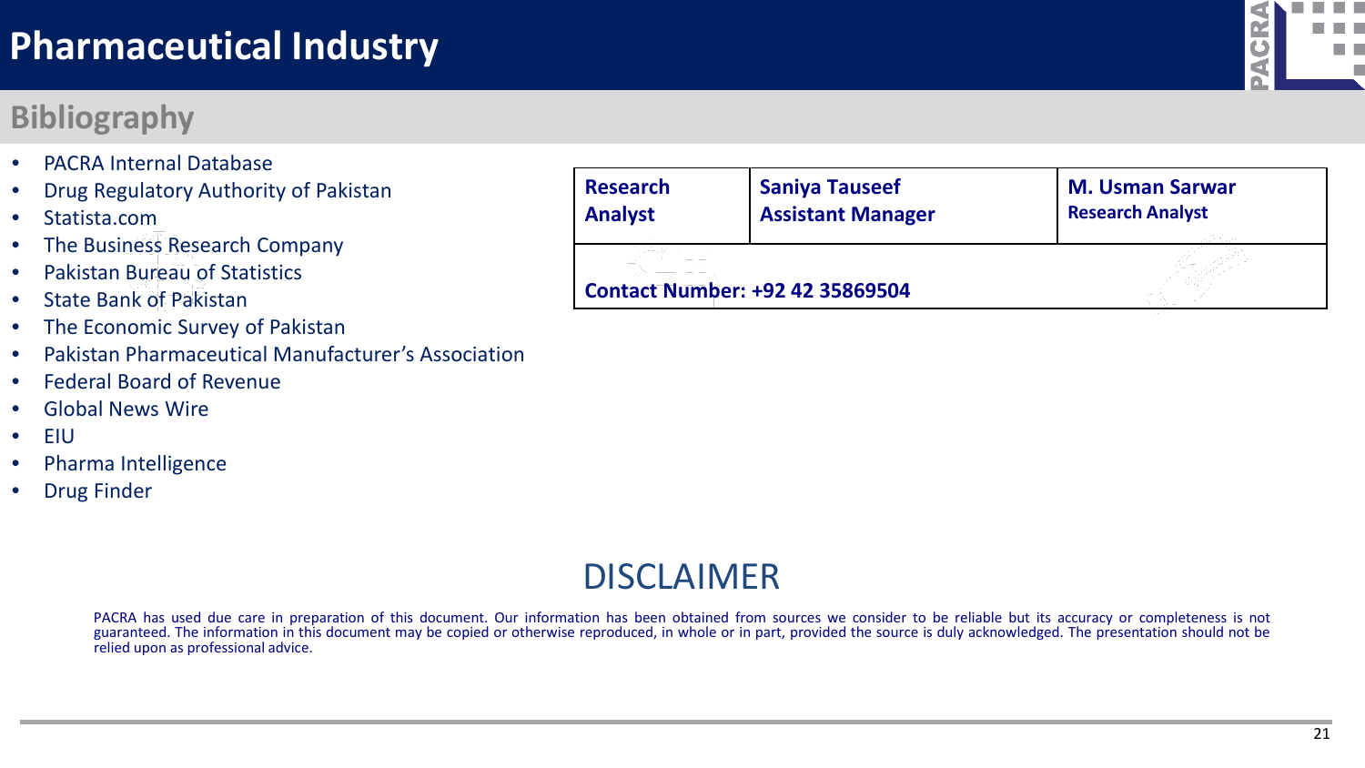# Pharmaceutical Industry

## Bibliography

- PACRA Internal Database
- Drug Regulatory Authority of Pakistan
- Statista.com
- The Business Research Company
- Pakistan Bureau of Statistics
- State Bank of Pakistan
- The Economic Survey of Pakistan
- Pakistan Pharmaceutical Manufacturer's Association
- Federal Board of Revenue
- Global News Wire
- EIU
- Pharma Intelligence
- Drug Finder

| | | |
|---|---|---|
| **Research Analyst** | **Saniya Tauseef**<br>**Assistant Manager** | **M. Usman Sarwar**<br>**Research Analyst** |
| **Contact Number: +92 42 35869504** | | |

## DISCLAIMER

PACRA has used due care in preparation of this document. Our information has been obtained from sources we consider to be reliable but its accuracy or completeness is not guaranteed. The information in this document may be copied or otherwise reproduced, in whole or in part, provided the source is duly acknowledged. The presentation should not be relied upon as professional advice.